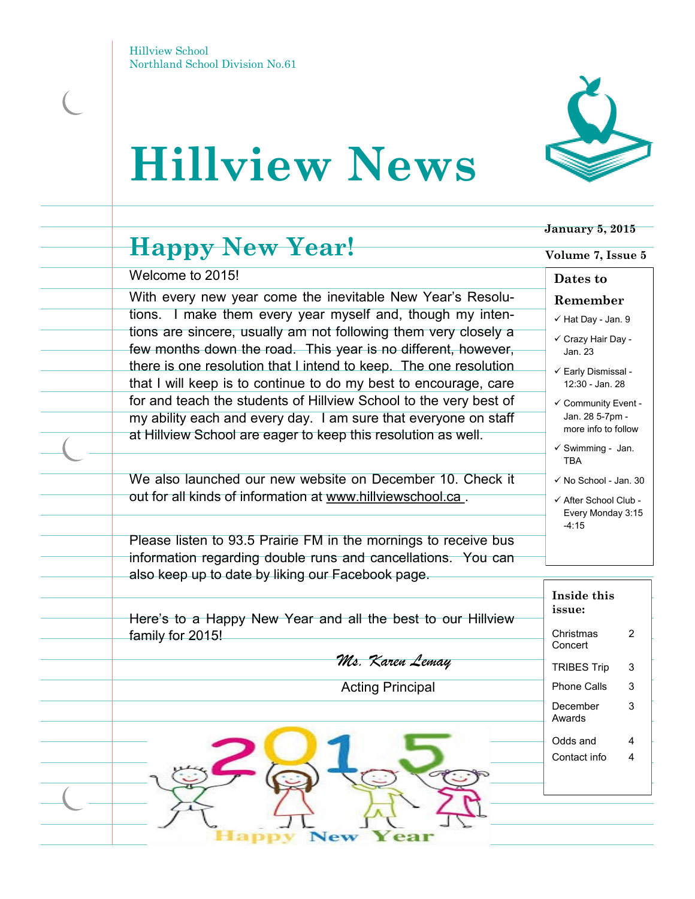Hillview School
Northland School Division No.61

# Hillview News

**January 5, 2015**

**Volume 7, Issue 5**

## Happy New Year!

Welcome to 2015!

With every new year come the inevitable New Year's Resolutions. I make them every year myself and, though my intentions are sincere, usually am not following them very closely a few months down the road. This year is no different, however, there is one resolution that I intend to keep. The one resolution that I will keep is to continue to do my best to encourage, care for and teach the students of Hillview School to the very best of my ability each and every day. I am sure that everyone on staff at Hillview School are eager to keep this resolution as well.

We also launched our new website on December 10. Check it out for all kinds of information at www.hillviewschool.ca .

Please listen to 93.5 Prairie FM in the mornings to receive bus information regarding double runs and cancellations. You can also keep up to date by liking our Facebook page.

Here's to a Happy New Year and all the best to our Hillview family for 2015!

*Ms. Karen Lemay*

Acting Principal

### Dates to Remember

- ✓ Hat Day - Jan. 9
- ✓ Crazy Hair Day - Jan. 23
- ✓ Early Dismissal - 12:30 - Jan. 28
- ✓ Community Event - Jan. 28 5-7pm - more info to follow
- ✓ Swimming - Jan. TBA
- ✓ No School - Jan. 30
- ✓ After School Club - Every Monday 3:15 -4:15

### Inside this issue:

| | |
|---|---|
| Christmas Concert | 2 |
| TRIBES Trip | 3 |
| Phone Calls | 3 |
| December Awards | 3 |
| Odds and | 4 |
| Contact info | 4 |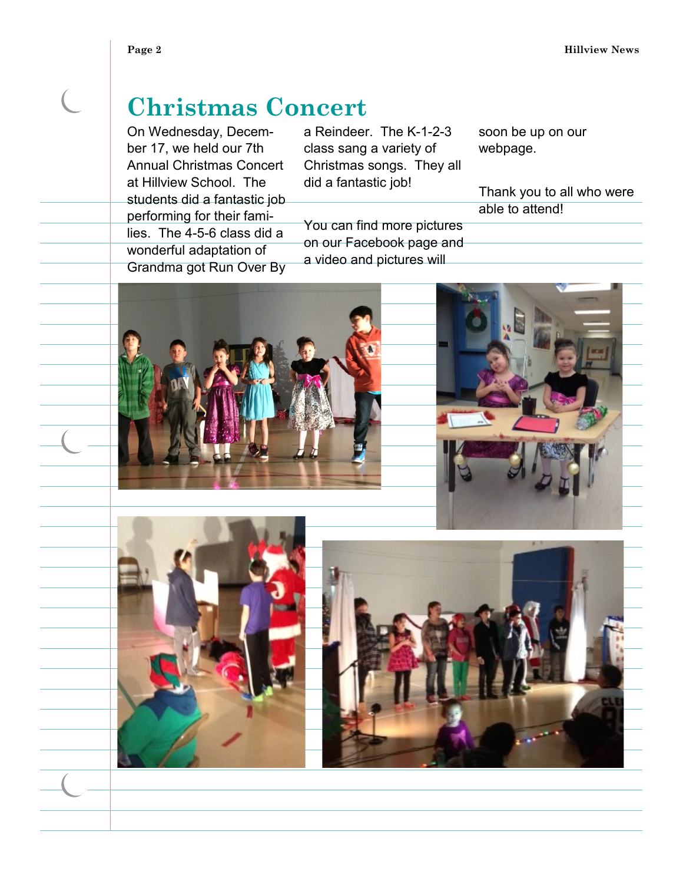# Christmas Concert

On Wednesday, December 17, we held our 7th Annual Christmas Concert at Hillview School. The students did a fantastic job performing for their families. The 4-5-6 class did a wonderful adaptation of Grandma got Run Over By a Reindeer. The K-1-2-3 class sang a variety of Christmas songs. They all did a fantastic job!

You can find more pictures on our Facebook page and a video and pictures will soon be up on our webpage.

Thank you to all who were able to attend!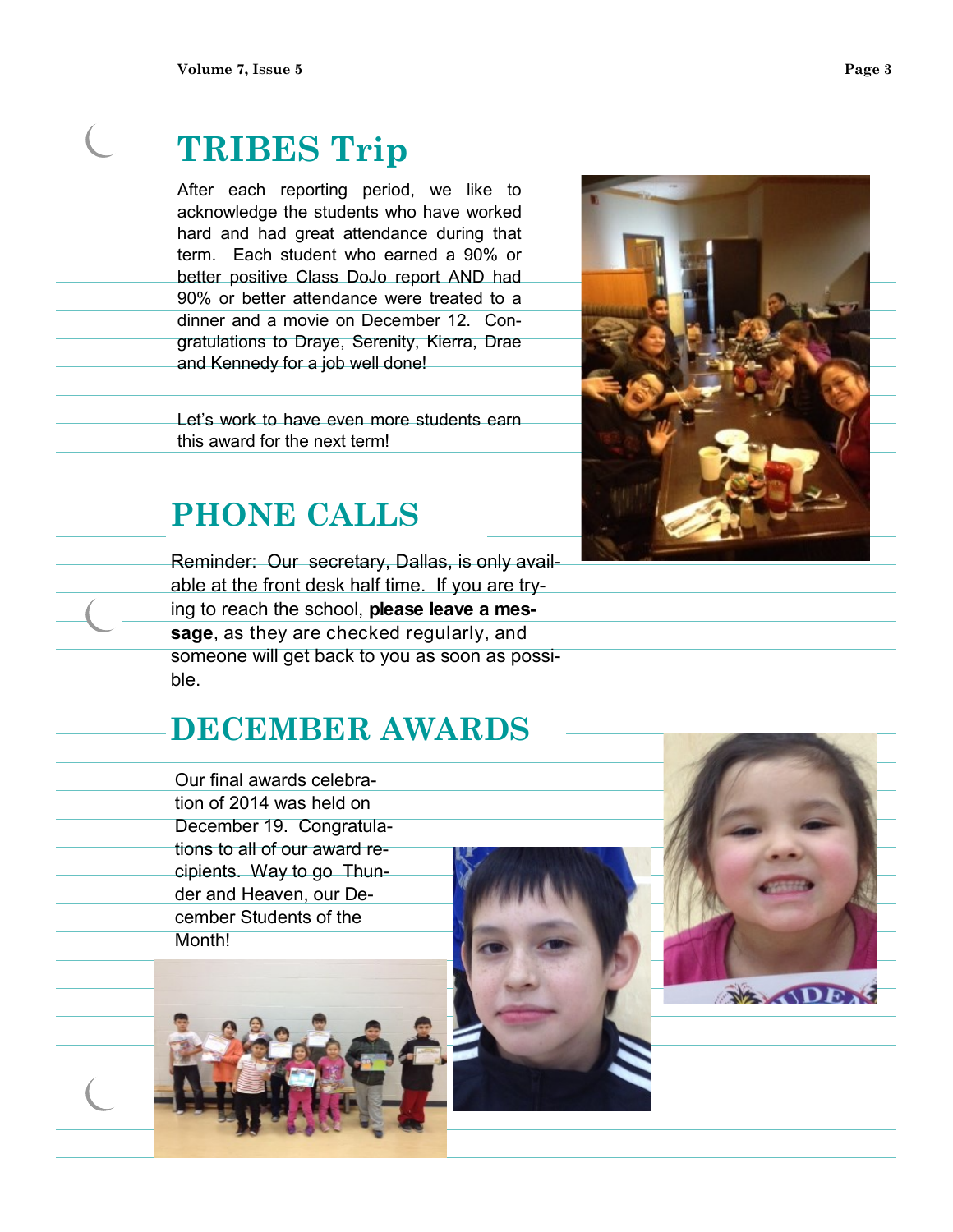## TRIBES Trip

After each reporting period, we like to acknowledge the students who have worked hard and had great attendance during that term. Each student who earned a 90% or better positive Class DoJo report AND had 90% or better attendance were treated to a dinner and a movie on December 12. Congratulations to Draye, Serenity, Kierra, Drae and Kennedy for a job well done!

Let's work to have even more students earn this award for the next term!

## PHONE CALLS

Reminder: Our secretary, Dallas, is only available at the front desk half time. If you are trying to reach the school, **please leave a message**, as they are checked regularly, and someone will get back to you as soon as possible.

## DECEMBER AWARDS

Our final awards celebration of 2014 was held on December 19. Congratulations to all of our award recipients. Way to go Thunder and Heaven, our December Students of the Month!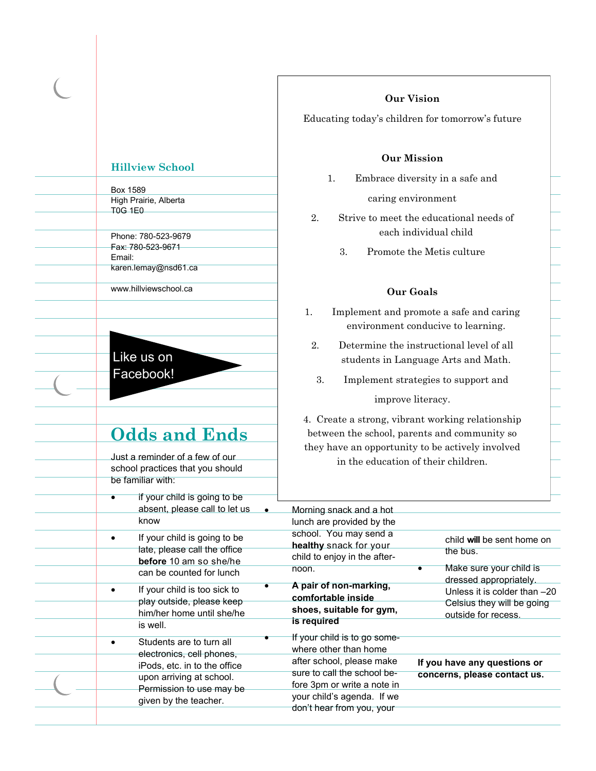## Hillview School

Box 1589
High Prairie, Alberta
T0G 1E0

Phone: 780-523-9679
Fax: 780-523-9671
Email:
karen.lemay@nsd61.ca

www.hillviewschool.ca

Like us on Facebook!

**Our Vision**

Educating today's children for tomorrow's future

**Our Mission**

1. Embrace diversity in a safe and caring environment
2. Strive to meet the educational needs of each individual child
3. Promote the Metis culture

**Our Goals**

1. Implement and promote a safe and caring environment conducive to learning.
2. Determine the instructional level of all students in Language Arts and Math.
3. Implement strategies to support and improve literacy.
4. Create a strong, vibrant working relationship between the school, parents and community so they have an opportunity to be actively involved in the education of their children.

# Odds and Ends

Just a reminder of a few of our school practices that you should be familiar with:

- if your child is going to be absent, please call to let us know
- If your child is going to be late, please call the office **before** 10 am so she/he can be counted for lunch
- If your child is too sick to play outside, please keep him/her home until she/he is well.
- Students are to turn all electronics, cell phones, iPods, etc. in to the office upon arriving at school. Permission to use may be given by the teacher.
- Morning snack and a hot lunch are provided by the school. You may send a **healthy** snack for your child to enjoy in the afternoon.
- **A pair of non-marking, comfortable inside shoes, suitable for gym, is required**
- If your child is to go somewhere other than home after school, please make sure to call the school before 3pm or write a note in your child's agenda. If we don't hear from you, your child **will** be sent home on the bus.
- Make sure your child is dressed appropriately. Unless it is colder than –20 Celsius they will be going outside for recess.

**If you have any questions or concerns, please contact us.**